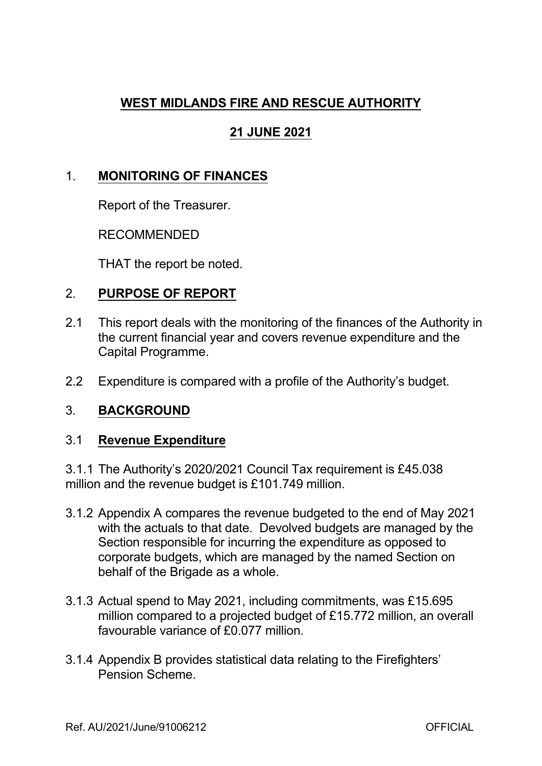**WEST MIDLANDS FIRE AND RESCUE AUTHORITY**

**21 JUNE 2021**

1. **MONITORING OF FINANCES**

   Report of the Treasurer.

   RECOMMENDED

   THAT the report be noted.

2. **PURPOSE OF REPORT**

2.1 This report deals with the monitoring of the finances of the Authority in the current financial year and covers revenue expenditure and the Capital Programme.

2.2 Expenditure is compared with a profile of the Authority's budget.

3. **BACKGROUND**

3.1 **Revenue Expenditure**

3.1.1 The Authority's 2020/2021 Council Tax requirement is £45.038 million and the revenue budget is £101.749 million.

3.1.2 Appendix A compares the revenue budgeted to the end of May 2021 with the actuals to that date. Devolved budgets are managed by the Section responsible for incurring the expenditure as opposed to corporate budgets, which are managed by the named Section on behalf of the Brigade as a whole.

3.1.3 Actual spend to May 2021, including commitments, was £15.695 million compared to a projected budget of £15.772 million, an overall favourable variance of £0.077 million.

3.1.4 Appendix B provides statistical data relating to the Firefighters' Pension Scheme.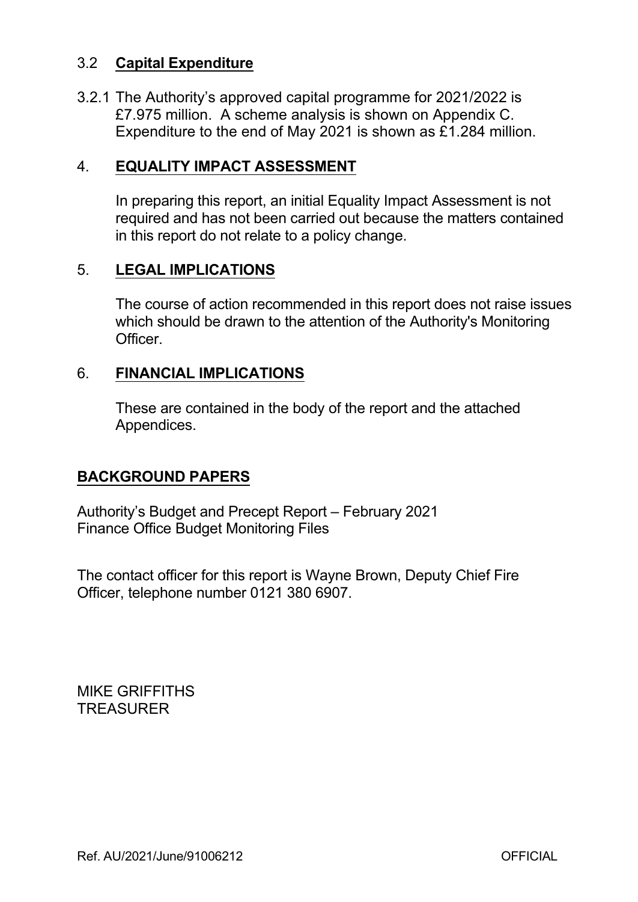### 3.2 **Capital Expenditure**

3.2.1 The Authority's approved capital programme for 2021/2022 is £7.975 million. A scheme analysis is shown on Appendix C. Expenditure to the end of May 2021 is shown as £1.284 million.

## 4. EQUALITY IMPACT ASSESSMENT

In preparing this report, an initial Equality Impact Assessment is not required and has not been carried out because the matters contained in this report do not relate to a policy change.

## 5. LEGAL IMPLICATIONS

The course of action recommended in this report does not raise issues which should be drawn to the attention of the Authority's Monitoring Officer.

## 6. FINANCIAL IMPLICATIONS

These are contained in the body of the report and the attached Appendices.

## BACKGROUND PAPERS

Authority's Budget and Precept Report – February 2021
Finance Office Budget Monitoring Files

The contact officer for this report is Wayne Brown, Deputy Chief Fire Officer, telephone number 0121 380 6907.

MIKE GRIFFITHS
TREASURER

Ref. AU/2021/June/91006212 OFFICIAL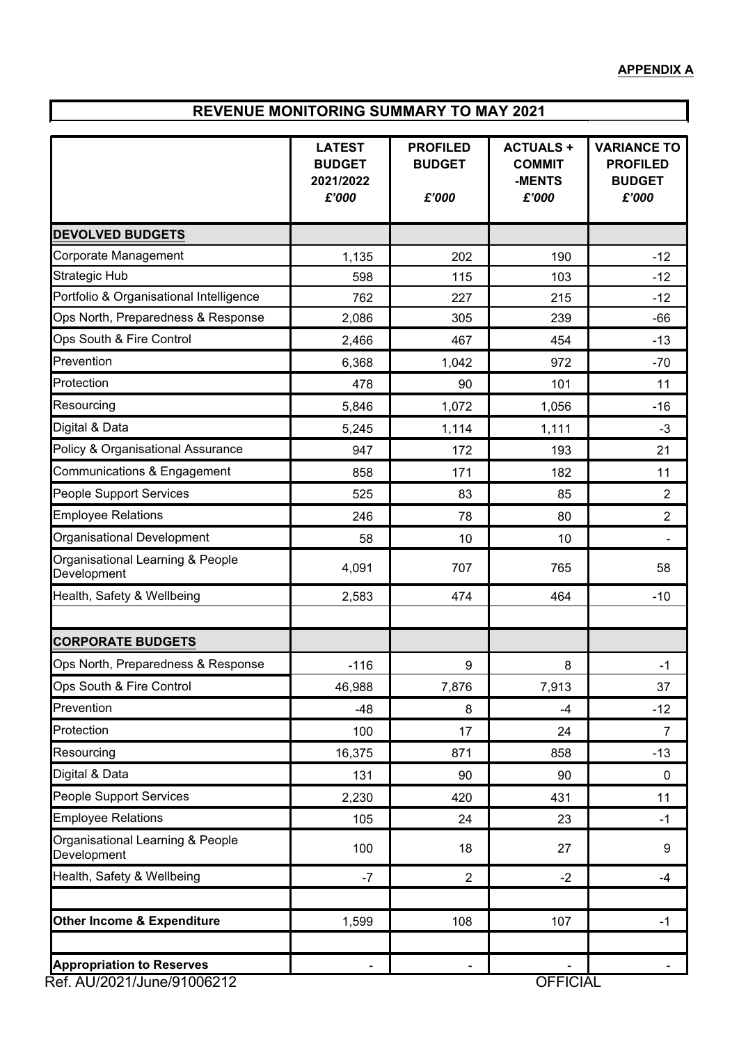**APPENDIX A**

## REVENUE MONITORING SUMMARY TO MAY 2021

| | LATEST BUDGET 2021/2022 £'000 | PROFILED BUDGET £'000 | ACTUALS + COMMIT -MENTS £'000 | VARIANCE TO PROFILED BUDGET £'000 |
|---|---|---|---|---|
| **DEVOLVED BUDGETS** | | | | |
| Corporate Management | 1,135 | 202 | 190 | -12 |
| Strategic Hub | 598 | 115 | 103 | -12 |
| Portfolio & Organisational Intelligence | 762 | 227 | 215 | -12 |
| Ops North, Preparedness & Response | 2,086 | 305 | 239 | -66 |
| Ops South & Fire Control | 2,466 | 467 | 454 | -13 |
| Prevention | 6,368 | 1,042 | 972 | -70 |
| Protection | 478 | 90 | 101 | 11 |
| Resourcing | 5,846 | 1,072 | 1,056 | -16 |
| Digital & Data | 5,245 | 1,114 | 1,111 | -3 |
| Policy & Organisational Assurance | 947 | 172 | 193 | 21 |
| Communications & Engagement | 858 | 171 | 182 | 11 |
| People Support Services | 525 | 83 | 85 | 2 |
| Employee Relations | 246 | 78 | 80 | 2 |
| Organisational Development | 58 | 10 | 10 | - |
| Organisational Learning & People Development | 4,091 | 707 | 765 | 58 |
| Health, Safety & Wellbeing | 2,583 | 474 | 464 | -10 |
| | | | | |
| **CORPORATE BUDGETS** | | | | |
| Ops North, Preparedness & Response | -116 | 9 | 8 | -1 |
| Ops South & Fire Control | 46,988 | 7,876 | 7,913 | 37 |
| Prevention | -48 | 8 | -4 | -12 |
| Protection | 100 | 17 | 24 | 7 |
| Resourcing | 16,375 | 871 | 858 | -13 |
| Digital & Data | 131 | 90 | 90 | 0 |
| People Support Services | 2,230 | 420 | 431 | 11 |
| Employee Relations | 105 | 24 | 23 | -1 |
| Organisational Learning & People Development | 100 | 18 | 27 | 9 |
| Health, Safety & Wellbeing | -7 | 2 | -2 | -4 |
| | | | | |
| **Other Income & Expenditure** | 1,599 | 108 | 107 | -1 |
| | | | | |
| **Appropriation to Reserves** | - | - | - | - |

Ref. AU/2021/June/91006212 OFFICIAL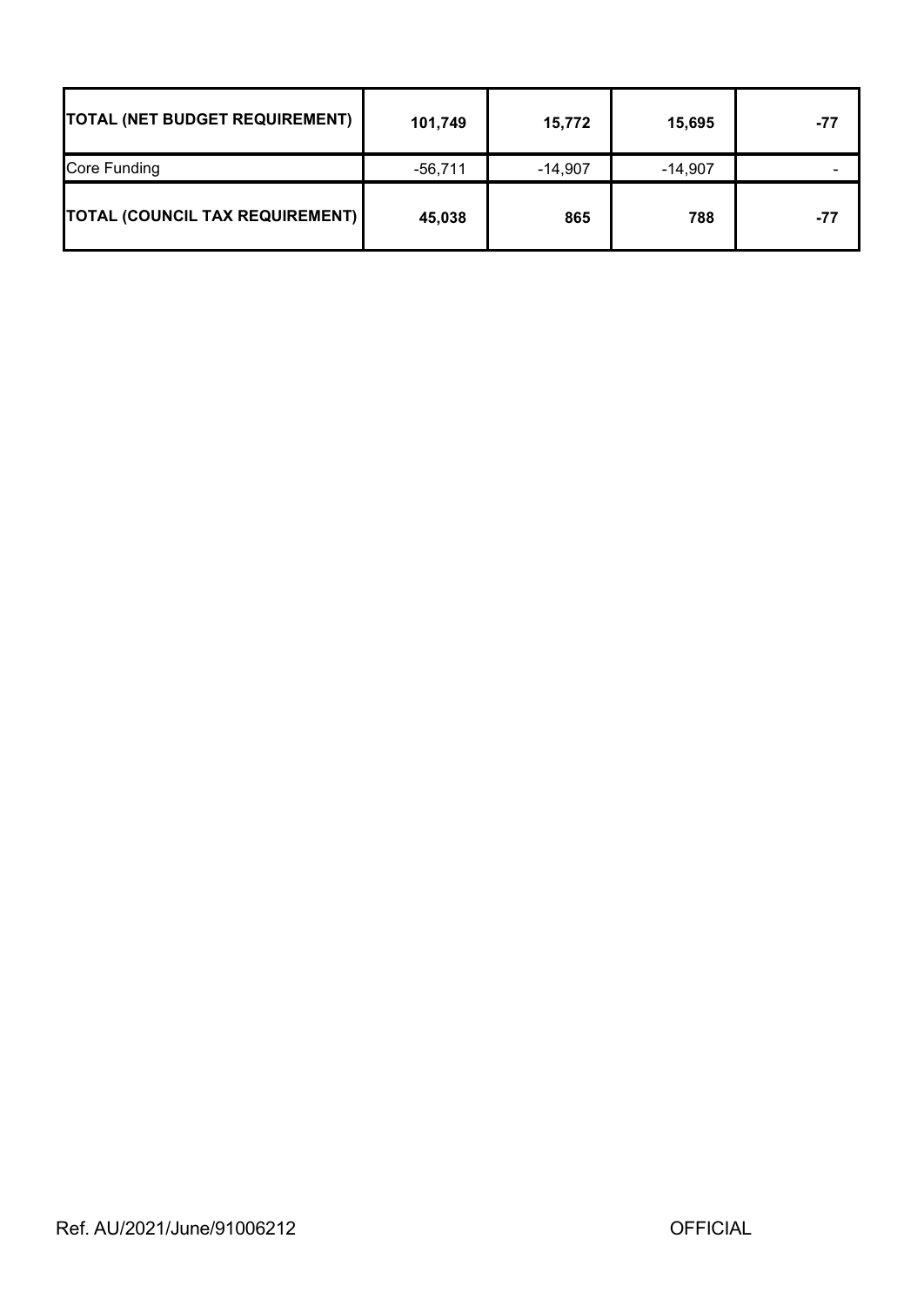| | | | | |
|---|---|---|---|---|
| **TOTAL (NET BUDGET REQUIREMENT)** | **101,749** | **15,772** | **15,695** | **-77** |
| Core Funding | -56,711 | -14,907 | -14,907 | - |
| **TOTAL (COUNCIL TAX REQUIREMENT)** | **45,038** | **865** | **788** | **-77** |

Ref. AU/2021/June/91006212

OFFICIAL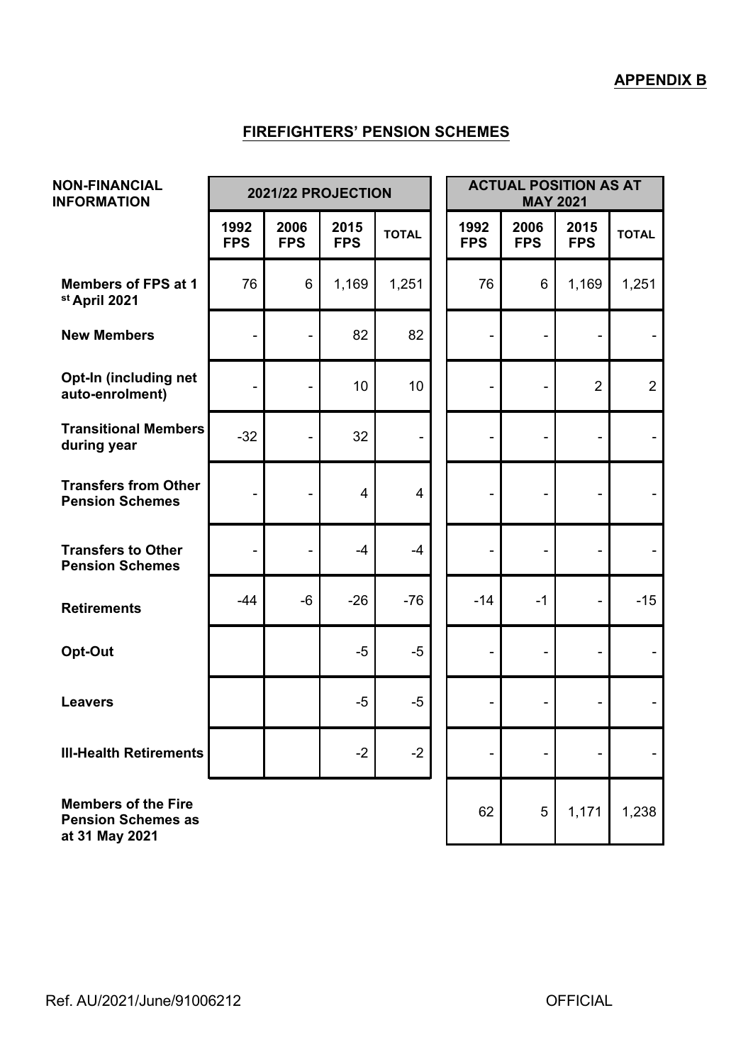**APPENDIX B**

## FIREFIGHTERS' PENSION SCHEMES

| NON-FINANCIAL INFORMATION | 2021/22 PROJECTION | | | | ACTUAL POSITION AS AT MAY 2021 | | | |
|---|---|---|---|---|---|---|---|---|
| | 1992 FPS | 2006 FPS | 2015 FPS | TOTAL | 1992 FPS | 2006 FPS | 2015 FPS | TOTAL |
| **Members of FPS at 1st April 2021** | 76 | 6 | 1,169 | 1,251 | 76 | 6 | 1,169 | 1,251 |
| **New Members** | - | - | 82 | 82 | - | - | - | - |
| **Opt-In (including net auto-enrolment)** | - | - | 10 | 10 | - | - | 2 | 2 |
| **Transitional Members during year** | -32 | - | 32 | - | - | - | - | - |
| **Transfers from Other Pension Schemes** | - | - | 4 | 4 | - | - | - | - |
| **Transfers to Other Pension Schemes** | - | - | -4 | -4 | - | - | - | - |
| **Retirements** | -44 | -6 | -26 | -76 | -14 | -1 | - | -15 |
| **Opt-Out** | | | -5 | -5 | - | - | - | - |
| **Leavers** | | | -5 | -5 | - | - | - | - |
| **Ill-Health Retirements** | | | -2 | -2 | - | - | - | - |
| **Members of the Fire Pension Schemes as at 31 May 2021** | | | | | 62 | 5 | 1,171 | 1,238 |

Ref. AU/2021/June/91006212 OFFICIAL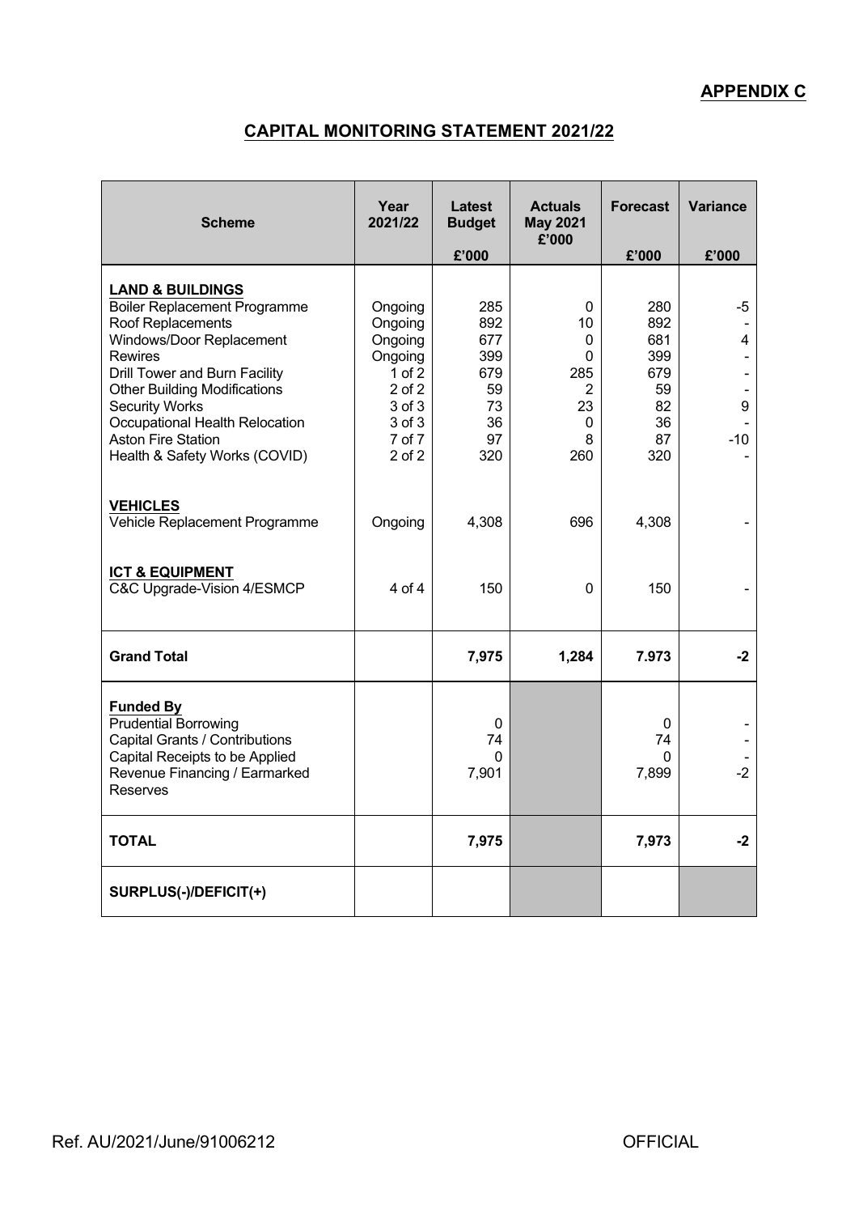**APPENDIX C**

## CAPITAL MONITORING STATEMENT 2021/22

| Scheme | Year 2021/22 | Latest Budget £'000 | Actuals May 2021 £'000 | Forecast £'000 | Variance £'000 |
|---|---|---|---|---|---|
| **LAND & BUILDINGS** | | | | | |
| Boiler Replacement Programme | Ongoing | 285 | 0 | 280 | -5 |
| Roof Replacements | Ongoing | 892 | 10 | 892 | - |
| Windows/Door Replacement | Ongoing | 677 | 0 | 681 | 4 |
| Rewires | Ongoing | 399 | 0 | 399 | - |
| Drill Tower and Burn Facility | 1 of 2 | 679 | 285 | 679 | - |
| Other Building Modifications | 2 of 2 | 59 | 2 | 59 | - |
| Security Works | 3 of 3 | 73 | 23 | 82 | 9 |
| Occupational Health Relocation | 3 of 3 | 36 | 0 | 36 | - |
| Aston Fire Station | 7 of 7 | 97 | 8 | 87 | -10 |
| Health & Safety Works (COVID) | 2 of 2 | 320 | 260 | 320 | - |
| **VEHICLES** | | | | | |
| Vehicle Replacement Programme | Ongoing | 4,308 | 696 | 4,308 | - |
| **ICT & EQUIPMENT** | | | | | |
| C&C Upgrade-Vision 4/ESMCP | 4 of 4 | 150 | 0 | 150 | - |
| **Grand Total** | | **7,975** | **1,284** | **7.973** | **-2** |
| **Funded By** | | | | | |
| Prudential Borrowing | | 0 | | 0 | - |
| Capital Grants / Contributions | | 74 | | 74 | - |
| Capital Receipts to be Applied | | 0 | | 0 | - |
| Revenue Financing / Earmarked Reserves | | 7,901 | | 7,899 | -2 |
| **TOTAL** | | **7,975** | | **7,973** | **-2** |
| **SURPLUS(-)/DEFICIT(+)** | | | | | |

Ref. AU/2021/June/91006212 OFFICIAL